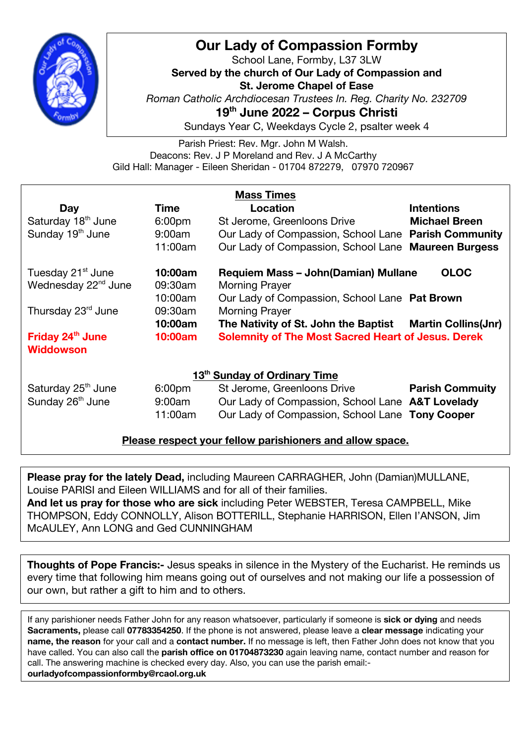# Our Lady of Compassion Formby

School Lane, Formby, L37 3LW

**Served by the church of Our Lady of Compassion and St. Jerome Chapel of Ease**

*Roman Catholic Archdiocesan Trustees In. Reg. Charity No. 232709*

## 19th June 2022 – Corpus Christi

Sundays Year C, Weekdays Cycle 2, psalter week 4

Parish Priest: Rev. Mgr. John M Walsh.
Deacons: Rev. J P Moreland and Rev. J A McCarthy
Gild Hall: Manager - Eileen Sheridan - 01704 872279, 07970 720967

## Mass Times

| Day | Time | Location | Intentions |
|---|---|---|---|
| Saturday 18th June | 6:00pm | St Jerome, Greenloons Drive | **Michael Breen** |
| Sunday 19th June | 9:00am | Our Lady of Compassion, School Lane | **Parish Community** |
| | 11:00am | Our Lady of Compassion, School Lane | **Maureen Burgess** |
| Tuesday 21st June | **10:00am** | **Requiem Mass – John(Damian) Mullane** | **OLOC** |
| Wednesday 22nd June | 09:30am | Morning Prayer | |
| | 10:00am | Our Lady of Compassion, School Lane | **Pat Brown** |
| Thursday 23rd June | 09:30am | Morning Prayer | |
| | **10:00am** | **The Nativity of St. John the Baptist** | **Martin Collins(Jnr)** |
| **Friday 24th June** | **10:00am** | **Solemnity of The Most Sacred Heart of Jesus.** | **Derek Widdowson** |
| **13th Sunday of Ordinary Time** | | | |
| Saturday 25th June | 6:00pm | St Jerome, Greenloons Drive | **Parish Commuity** |
| Sunday 26th June | 9:00am | Our Lady of Compassion, School Lane | **A&T Lovelady** |
| | 11:00am | Our Lady of Compassion, School Lane | **Tony Cooper** |

**Please respect your fellow parishioners and allow space.**

**Please pray for the lately Dead,** including Maureen CARRAGHER, John (Damian)MULLANE, Louise PARISI and Eileen WILLIAMS and for all of their families.
**And let us pray for those who are sick** including Peter WEBSTER, Teresa CAMPBELL, Mike THOMPSON, Eddy CONNOLLY, Alison BOTTERILL, Stephanie HARRISON, Ellen I'ANSON, Jim McAULEY, Ann LONG and Ged CUNNINGHAM

**Thoughts of Pope Francis:-** Jesus speaks in silence in the Mystery of the Eucharist. He reminds us every time that following him means going out of ourselves and not making our life a possession of our own, but rather a gift to him and to others.

If any parishioner needs Father John for any reason whatsoever, particularly if someone is **sick or dying** and needs **Sacraments,** please call **07783354250**. If the phone is not answered, please leave a **clear message** indicating your **name, the reason** for your call and a **contact number.** If no message is left, then Father John does not know that you have called. You can also call the **parish office on 01704873230** again leaving name, contact number and reason for call. The answering machine is checked every day. Also, you can use the parish email:- **ourladyofcompassionformby@rcaol.org.uk**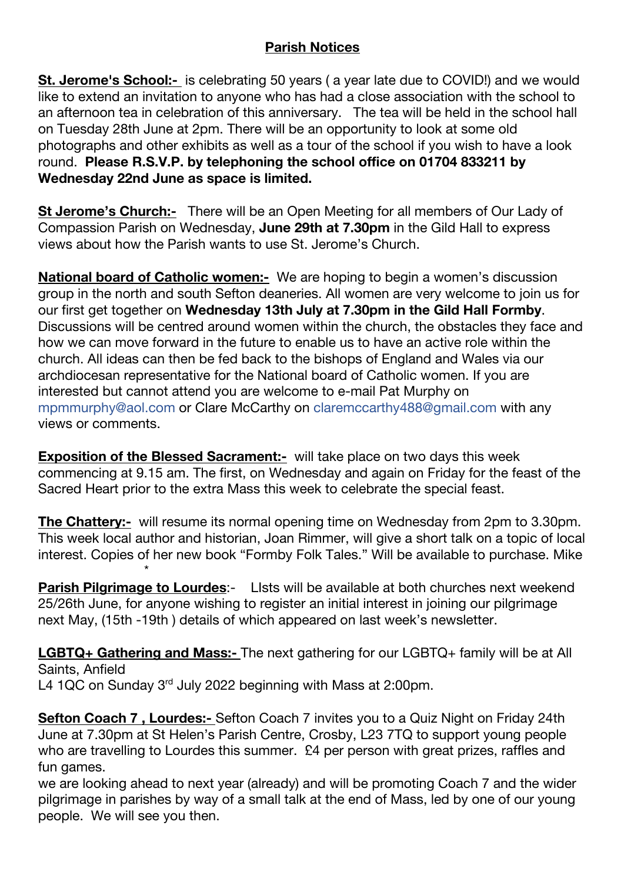## Parish Notices

**St. Jerome's School:-** is celebrating 50 years ( a year late due to COVID!) and we would like to extend an invitation to anyone who has had a close association with the school to an afternoon tea in celebration of this anniversary. The tea will be held in the school hall on Tuesday 28th June at 2pm. There will be an opportunity to look at some old photographs and other exhibits as well as a tour of the school if you wish to have a look round. **Please R.S.V.P. by telephoning the school office on 01704 833211 by Wednesday 22nd June as space is limited.**

**St Jerome's Church:-** There will be an Open Meeting for all members of Our Lady of Compassion Parish on Wednesday, **June 29th at 7.30pm** in the Gild Hall to express views about how the Parish wants to use St. Jerome's Church.

**National board of Catholic women:-** We are hoping to begin a women's discussion group in the north and south Sefton deaneries. All women are very welcome to join us for our first get together on **Wednesday 13th July at 7.30pm in the Gild Hall Formby**. Discussions will be centred around women within the church, the obstacles they face and how we can move forward in the future to enable us to have an active role within the church. All ideas can then be fed back to the bishops of England and Wales via our archdiocesan representative for the National board of Catholic women. If you are interested but cannot attend you are welcome to e-mail Pat Murphy on mpmmurphy@aol.com or Clare McCarthy on claremccarthy488@gmail.com with any views or comments.

**Exposition of the Blessed Sacrament:-** will take place on two days this week commencing at 9.15 am. The first, on Wednesday and again on Friday for the feast of the Sacred Heart prior to the extra Mass this week to celebrate the special feast.

**The Chattery:-** will resume its normal opening time on Wednesday from 2pm to 3.30pm. This week local author and historian, Joan Rimmer, will give a short talk on a topic of local interest. Copies of her new book "Formby Folk Tales." Will be available to purchase. Mike

*

**Parish Pilgrimage to Lourdes**:- LIsts will be available at both churches next weekend 25/26th June, for anyone wishing to register an initial interest in joining our pilgrimage next May, (15th -19th ) details of which appeared on last week's newsletter.

**LGBTQ+ Gathering and Mass:-** The next gathering for our LGBTQ+ family will be at All Saints, Anfield
L4 1QC on Sunday 3rd July 2022 beginning with Mass at 2:00pm.

**Sefton Coach 7 , Lourdes:-** Sefton Coach 7 invites you to a Quiz Night on Friday 24th June at 7.30pm at St Helen's Parish Centre, Crosby, L23 7TQ to support young people who are travelling to Lourdes this summer. £4 per person with great prizes, raffles and fun games.
we are looking ahead to next year (already) and will be promoting Coach 7 and the wider pilgrimage in parishes by way of a small talk at the end of Mass, led by one of our young people. We will see you then.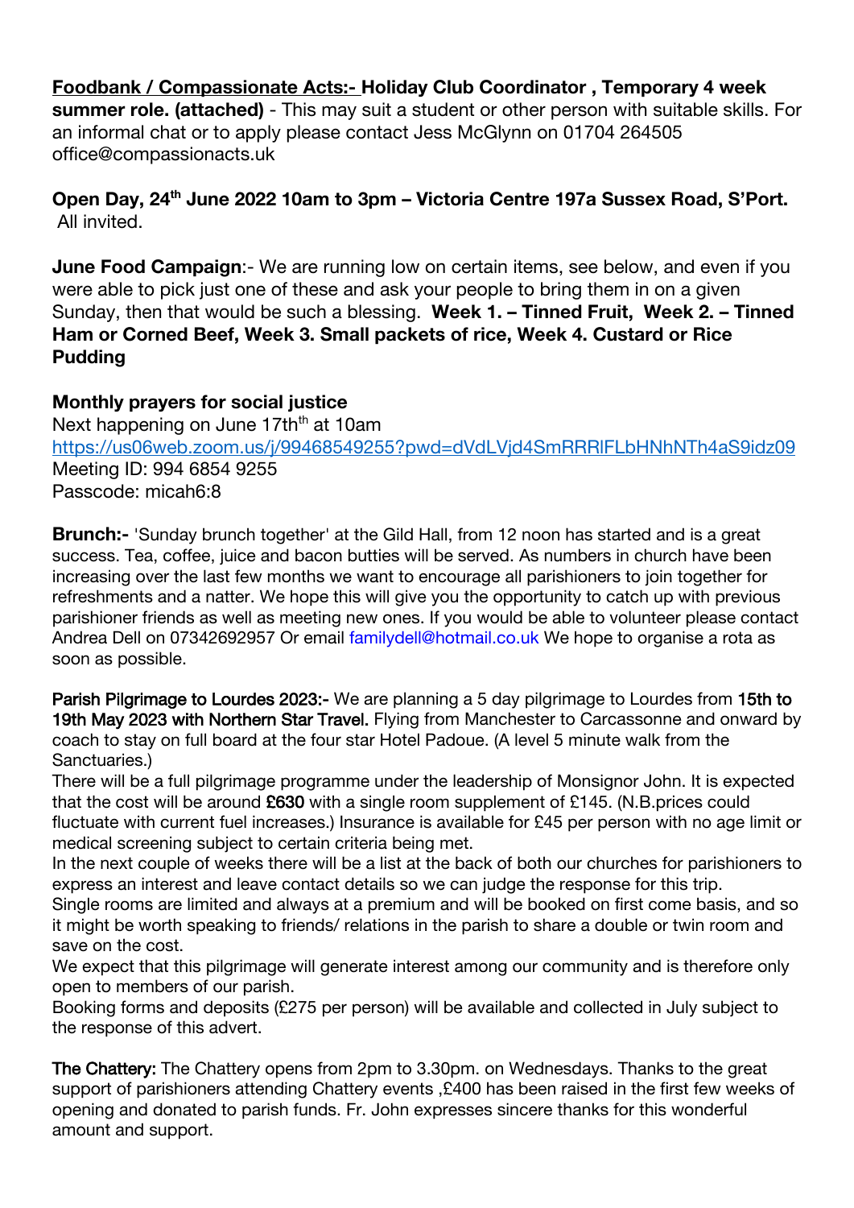**Foodbank / Compassionate Acts:- Holiday Club Coordinator , Temporary 4 week summer role. (attached)** - This may suit a student or other person with suitable skills. For an informal chat or to apply please contact Jess McGlynn on 01704 264505 office@compassionacts.uk

**Open Day, 24th June 2022 10am to 3pm – Victoria Centre 197a Sussex Road, S'Port.** All invited.

**June Food Campaign**:- We are running low on certain items, see below, and even if you were able to pick just one of these and ask your people to bring them in on a given Sunday, then that would be such a blessing. **Week 1. – Tinned Fruit, Week 2. – Tinned Ham or Corned Beef, Week 3. Small packets of rice, Week 4. Custard or Rice Pudding**

**Monthly prayers for social justice**
Next happening on June 17thth at 10am
https://us06web.zoom.us/j/99468549255?pwd=dVdLVjd4SmRRRlFLbHNhNTh4aS9idz09
Meeting ID: 994 6854 9255
Passcode: micah6:8

**Brunch:-** 'Sunday brunch together' at the Gild Hall, from 12 noon has started and is a great success. Tea, coffee, juice and bacon butties will be served. As numbers in church have been increasing over the last few months we want to encourage all parishioners to join together for refreshments and a natter. We hope this will give you the opportunity to catch up with previous parishioner friends as well as meeting new ones. If you would be able to volunteer please contact Andrea Dell on 07342692957 Or email familydell@hotmail.co.uk We hope to organise a rota as soon as possible.

Parish Pilgrimage to Lourdes 2023:- We are planning a 5 day pilgrimage to Lourdes from 15th to 19th May 2023 with Northern Star Travel. Flying from Manchester to Carcassonne and onward by coach to stay on full board at the four star Hotel Padoue. (A level 5 minute walk from the Sanctuaries.)
There will be a full pilgrimage programme under the leadership of Monsignor John. It is expected that the cost will be around £630 with a single room supplement of £145. (N.B.prices could fluctuate with current fuel increases.) Insurance is available for £45 per person with no age limit or medical screening subject to certain criteria being met.
In the next couple of weeks there will be a list at the back of both our churches for parishioners to express an interest and leave contact details so we can judge the response for this trip.
Single rooms are limited and always at a premium and will be booked on first come basis, and so it might be worth speaking to friends/ relations in the parish to share a double or twin room and save on the cost.
We expect that this pilgrimage will generate interest among our community and is therefore only open to members of our parish.
Booking forms and deposits (£275 per person) will be available and collected in July subject to the response of this advert.

The Chattery: The Chattery opens from 2pm to 3.30pm. on Wednesdays. Thanks to the great support of parishioners attending Chattery events ,£400 has been raised in the first few weeks of opening and donated to parish funds. Fr. John expresses sincere thanks for this wonderful amount and support.